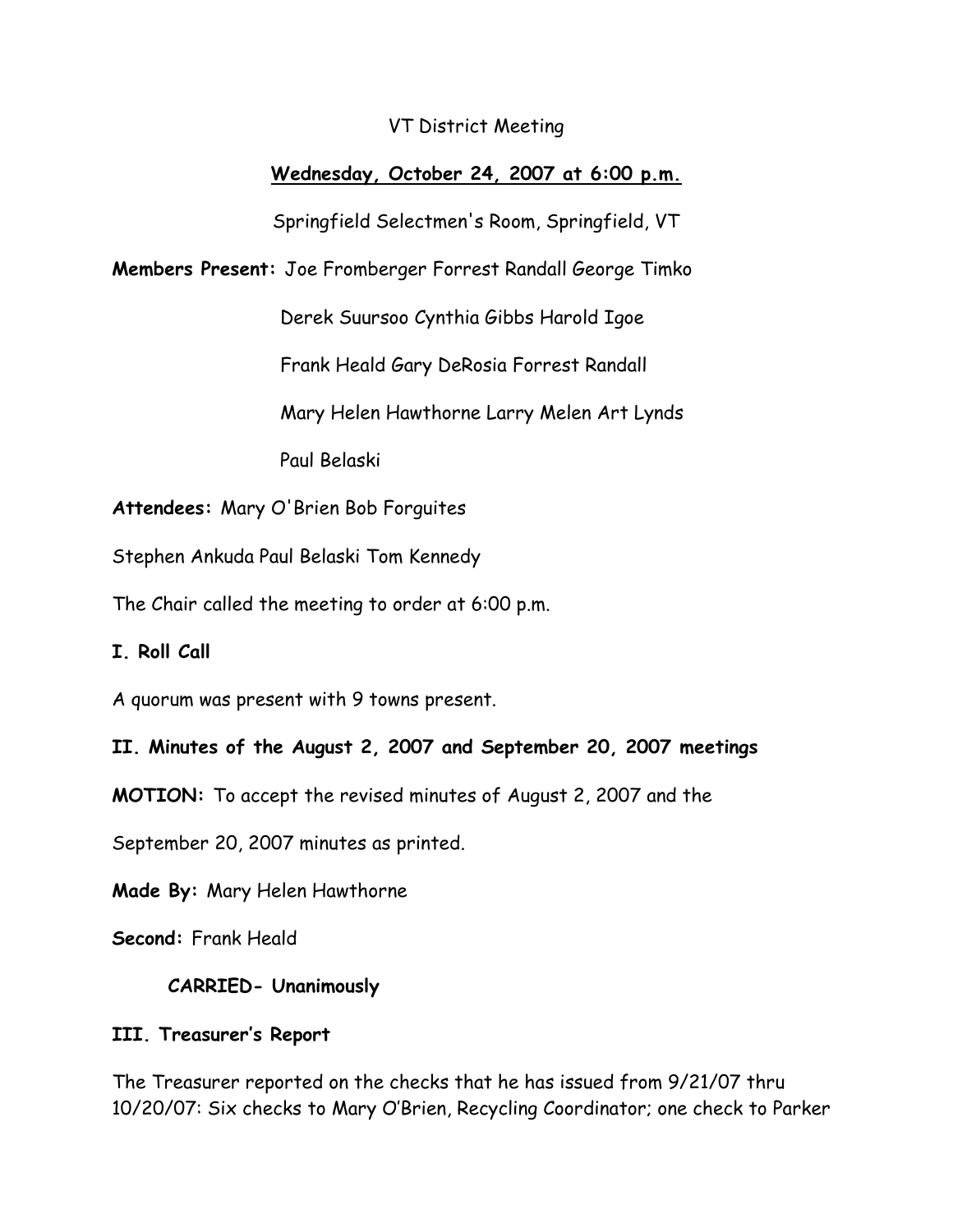VT District Meeting

**Wednesday, October 24, 2007 at 6:00 p.m.**

Springfield Selectmen's Room, Springfield, VT

**Members Present:** Joe Fromberger Forrest Randall George Timko

Derek Suursoo Cynthia Gibbs Harold Igoe

Frank Heald Gary DeRosia Forrest Randall

Mary Helen Hawthorne Larry Melen Art Lynds

Paul Belaski

**Attendees:** Mary O'Brien Bob Forguites

Stephen Ankuda Paul Belaski Tom Kennedy

The Chair called the meeting to order at 6:00 p.m.

**I. Roll Call**

A quorum was present with 9 towns present.

**II. Minutes of the August 2, 2007 and September 20, 2007 meetings**

**MOTION:** To accept the revised minutes of August 2, 2007 and the

September 20, 2007 minutes as printed.

**Made By:** Mary Helen Hawthorne

**Second:** Frank Heald

**CARRIED- Unanimously**

**III. Treasurer's Report**

The Treasurer reported on the checks that he has issued from 9/21/07 thru 10/20/07: Six checks to Mary O'Brien, Recycling Coordinator; one check to Parker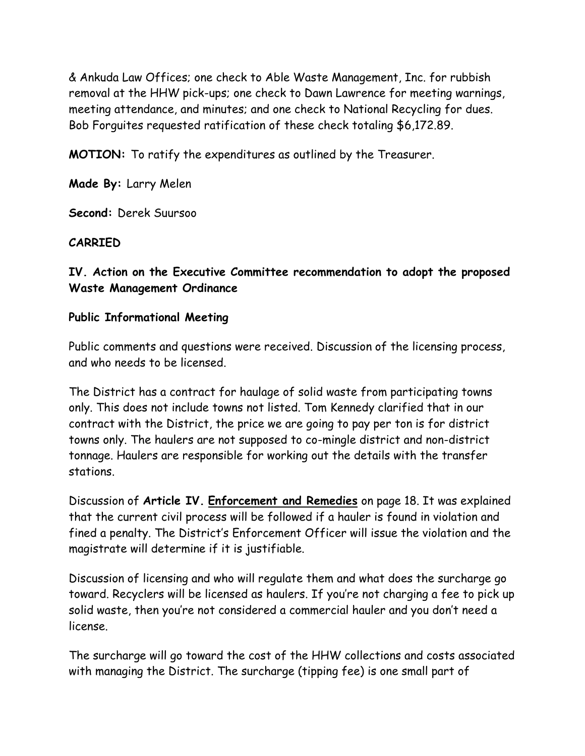& Ankuda Law Offices; one check to Able Waste Management, Inc. for rubbish removal at the HHW pick-ups; one check to Dawn Lawrence for meeting warnings, meeting attendance, and minutes; and one check to National Recycling for dues. Bob Forguites requested ratification of these check totaling $6,172.89.

**MOTION:** To ratify the expenditures as outlined by the Treasurer.

**Made By:** Larry Melen

**Second:** Derek Suursoo

**CARRIED**

**IV. Action on the Executive Committee recommendation to adopt the proposed Waste Management Ordinance**

**Public Informational Meeting**

Public comments and questions were received. Discussion of the licensing process, and who needs to be licensed.

The District has a contract for haulage of solid waste from participating towns only. This does not include towns not listed. Tom Kennedy clarified that in our contract with the District, the price we are going to pay per ton is for district towns only. The haulers are not supposed to co-mingle district and non-district tonnage. Haulers are responsible for working out the details with the transfer stations.

Discussion of **Article IV. <u>Enforcement and Remedies</u>** on page 18. It was explained that the current civil process will be followed if a hauler is found in violation and fined a penalty. The District's Enforcement Officer will issue the violation and the magistrate will determine if it is justifiable.

Discussion of licensing and who will regulate them and what does the surcharge go toward. Recyclers will be licensed as haulers. If you're not charging a fee to pick up solid waste, then you're not considered a commercial hauler and you don't need a license.

The surcharge will go toward the cost of the HHW collections and costs associated with managing the District. The surcharge (tipping fee) is one small part of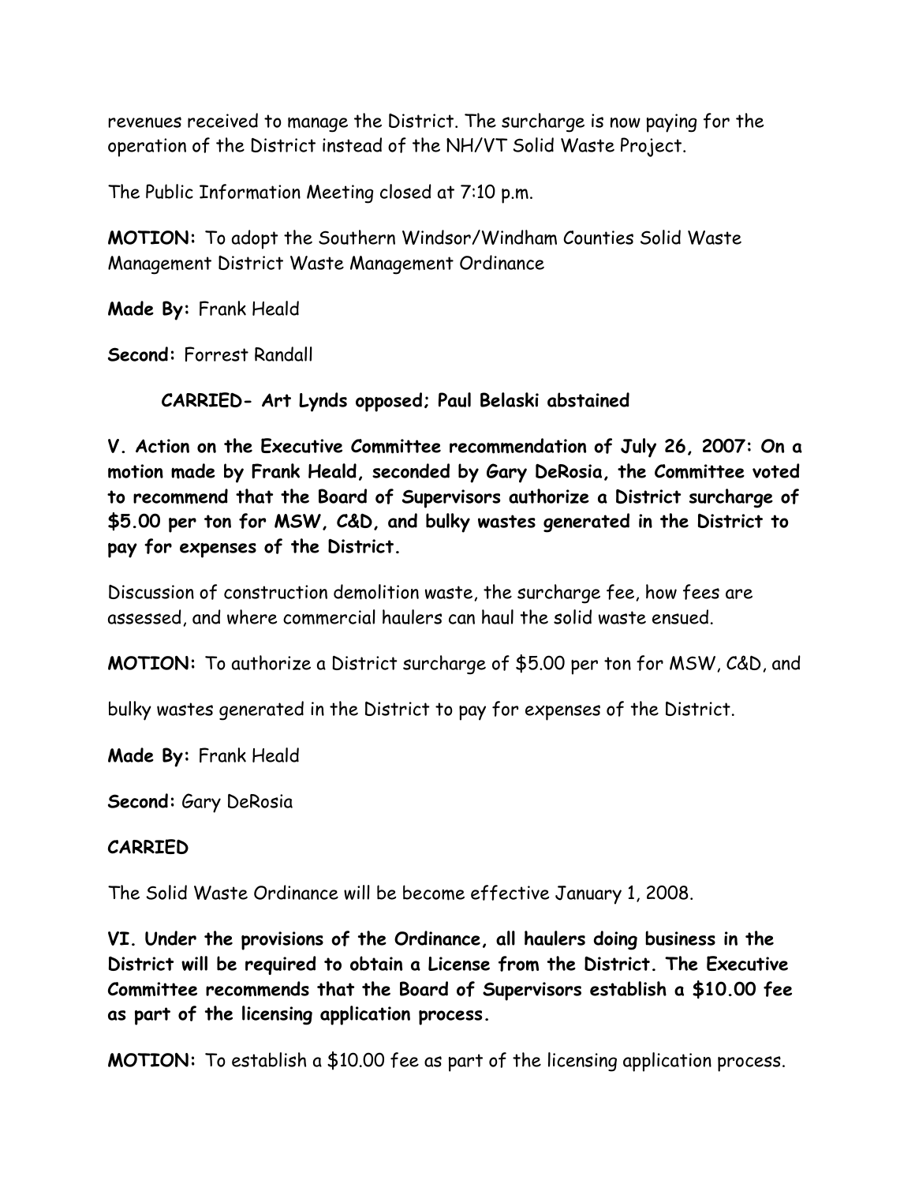revenues received to manage the District. The surcharge is now paying for the operation of the District instead of the NH/VT Solid Waste Project.

The Public Information Meeting closed at 7:10 p.m.

**MOTION:** To adopt the Southern Windsor/Windham Counties Solid Waste Management District Waste Management Ordinance

**Made By:** Frank Heald

**Second:** Forrest Randall

**CARRIED- Art Lynds opposed; Paul Belaski abstained**

**V. Action on the Executive Committee recommendation of July 26, 2007: On a motion made by Frank Heald, seconded by Gary DeRosia, the Committee voted to recommend that the Board of Supervisors authorize a District surcharge of $5.00 per ton for MSW, C&D, and bulky wastes generated in the District to pay for expenses of the District.**

Discussion of construction demolition waste, the surcharge fee, how fees are assessed, and where commercial haulers can haul the solid waste ensued.

**MOTION:** To authorize a District surcharge of $5.00 per ton for MSW, C&D, and bulky wastes generated in the District to pay for expenses of the District.

**Made By:** Frank Heald

**Second:** Gary DeRosia

**CARRIED**

The Solid Waste Ordinance will be become effective January 1, 2008.

**VI. Under the provisions of the Ordinance, all haulers doing business in the District will be required to obtain a License from the District. The Executive Committee recommends that the Board of Supervisors establish a $10.00 fee as part of the licensing application process.**

**MOTION:** To establish a $10.00 fee as part of the licensing application process.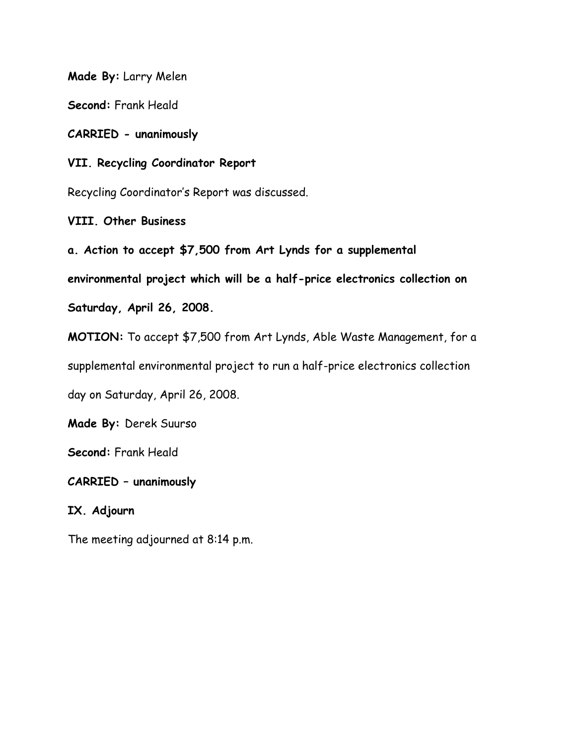**Made By:** Larry Melen

**Second:** Frank Heald

**CARRIED - unanimously**

**VII. Recycling Coordinator Report**

Recycling Coordinator's Report was discussed.

**VIII. Other Business**

**a. Action to accept $7,500 from Art Lynds for a supplemental environmental project which will be a half-price electronics collection on Saturday, April 26, 2008.**

**MOTION:** To accept $7,500 from Art Lynds, Able Waste Management, for a supplemental environmental project to run a half-price electronics collection day on Saturday, April 26, 2008.

**Made By:** Derek Suurso

**Second:** Frank Heald

**CARRIED – unanimously**

**IX. Adjourn**

The meeting adjourned at 8:14 p.m.